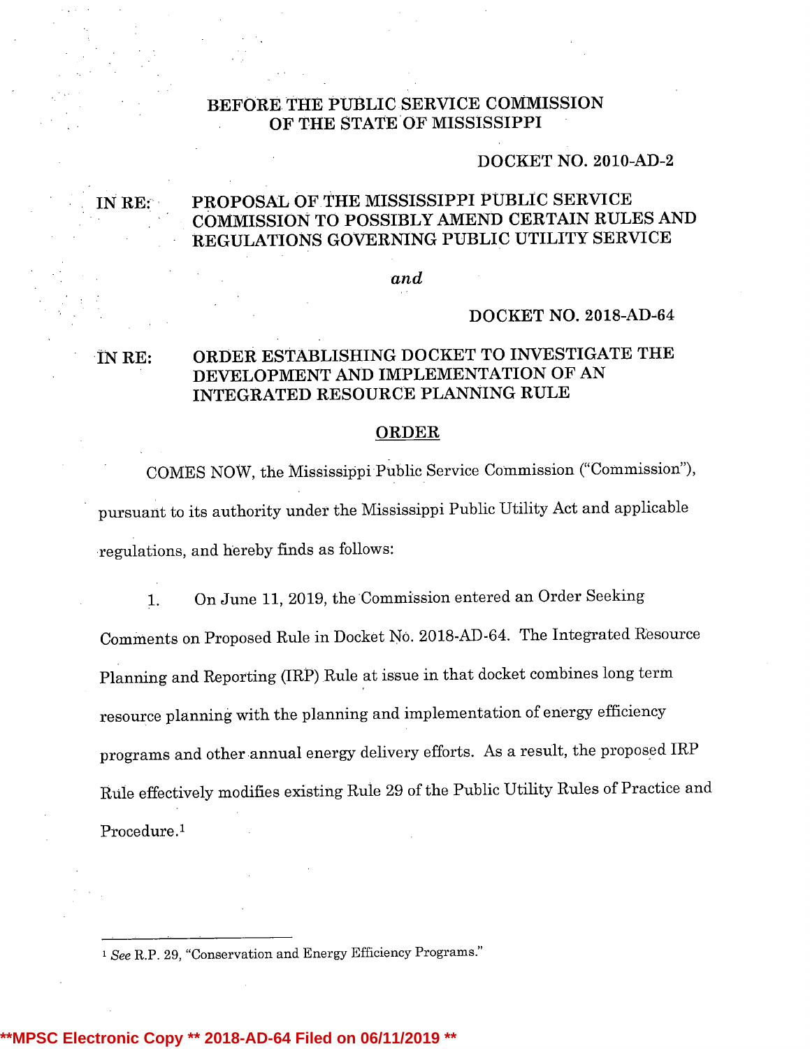BEFORE THE PUBLIC SERVICE COMMISSION
OF THE STATE OF MISSISSIPPI

DOCKET NO. 2010-AD-2

IN RE: PROPOSAL OF THE MISSISSIPPI PUBLIC SERVICE COMMISSION TO POSSIBLY AMEND CERTAIN RULES AND REGULATIONS GOVERNING PUBLIC UTILITY SERVICE

*and*

DOCKET NO. 2018-AD-64

IN RE: ORDER ESTABLISHING DOCKET TO INVESTIGATE THE DEVELOPMENT AND IMPLEMENTATION OF AN INTEGRATED RESOURCE PLANNING RULE

## ORDER

COMES NOW, the Mississippi Public Service Commission ("Commission"), pursuant to its authority under the Mississippi Public Utility Act and applicable regulations, and hereby finds as follows:

1. On June 11, 2019, the Commission entered an Order Seeking Comments on Proposed Rule in Docket No. 2018-AD-64. The Integrated Resource Planning and Reporting (IRP) Rule at issue in that docket combines long term resource planning with the planning and implementation of energy efficiency programs and other annual energy delivery efforts. As a result, the proposed IRP Rule effectively modifies existing Rule 29 of the Public Utility Rules of Practice and Procedure.[1]

---

[1] *See* R.P. 29, "Conservation and Energy Efficiency Programs."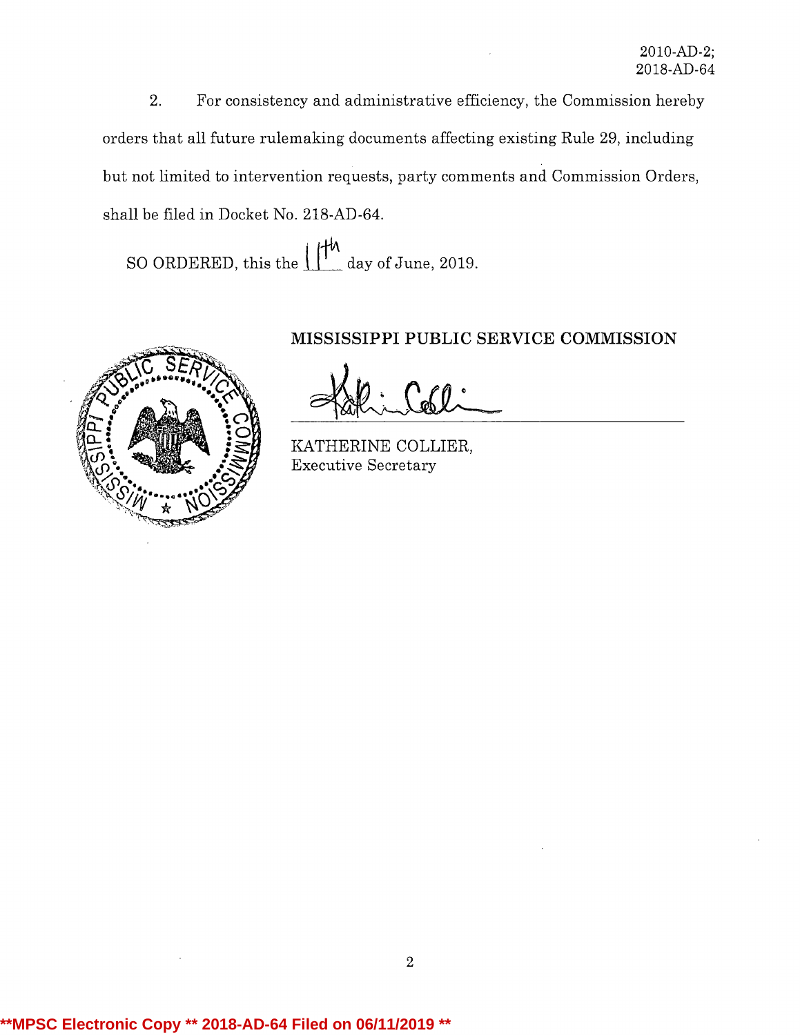2. For consistency and administrative efficiency, the Commission hereby orders that all future rulemaking documents affecting existing Rule 29, including but not limited to intervention requests, party comments and Commission Orders, shall be filed in Docket No. 218-AD-64.

SO ORDERED, this the 11th day of June, 2019.

**MISSISSIPPI PUBLIC SERVICE COMMISSION**

KATHERINE COLLIER,
Executive Secretary